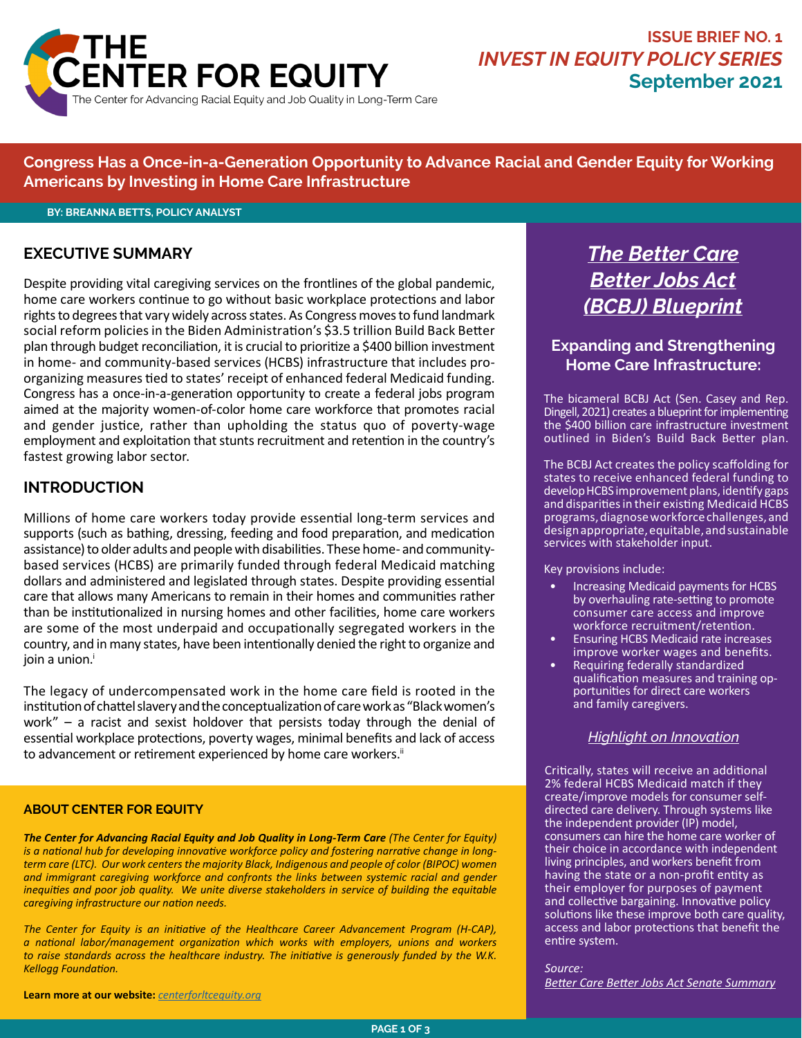# THE CENTER FOR EQUITY

The Center for Advancing Racial Equity and Job Quality in Long-Term Care

**ISSUE BRIEF NO. 1**
***INVEST IN EQUITY POLICY SERIES***
**September 2021**

## Congress Has a Once-in-a-Generation Opportunity to Advance Racial and Gender Equity for Working Americans by Investing in Home Care Infrastructure

**BY: BREANNA BETTS, POLICY ANALYST**

## EXECUTIVE SUMMARY

Despite providing vital caregiving services on the frontlines of the global pandemic, home care workers continue to go without basic workplace protections and labor rights to degrees that vary widely across states. As Congress moves to fund landmark social reform policies in the Biden Administration's $3.5 trillion Build Back Better plan through budget reconciliation, it is crucial to prioritize a $400 billion investment in home- and community-based services (HCBS) infrastructure that includes pro-organizing measures tied to states' receipt of enhanced federal Medicaid funding. Congress has a once-in-a-generation opportunity to create a federal jobs program aimed at the majority women-of-color home care workforce that promotes racial and gender justice, rather than upholding the status quo of poverty-wage employment and exploitation that stunts recruitment and retention in the country's fastest growing labor sector.

## INTRODUCTION

Millions of home care workers today provide essential long-term services and supports (such as bathing, dressing, feeding and food preparation, and medication assistance) to older adults and people with disabilities. These home- and community-based services (HCBS) are primarily funded through federal Medicaid matching dollars and administered and legislated through states. Despite providing essential care that allows many Americans to remain in their homes and communities rather than be institutionalized in nursing homes and other facilities, home care workers are some of the most underpaid and occupationally segregated workers in the country, and in many states, have been intentionally denied the right to organize and join a union.[i]

The legacy of undercompensated work in the home care field is rooted in the institution of chattel slavery and the conceptualization of care work as "Black women's work" – a racist and sexist holdover that persists today through the denial of essential workplace protections, poverty wages, minimal benefits and lack of access to advancement or retirement experienced by home care workers.[ii]

### ABOUT CENTER FOR EQUITY

***The Center for Advancing Racial Equity and Job Quality in Long-Term Care*** *(The Center for Equity) is a national hub for developing innovative workforce policy and fostering narrative change in long-term care (LTC). Our work centers the majority Black, Indigenous and people of color (BIPOC) women and immigrant caregiving workforce and confronts the links between systemic racial and gender inequities and poor job quality. We unite diverse stakeholders in service of building the equitable caregiving infrastructure our nation needs.*

*The Center for Equity is an initiative of the Healthcare Career Advancement Program (H-CAP), a national labor/management organization which works with employers, unions and workers to raise standards across the healthcare industry. The initiative is generously funded by the W.K. Kellogg Foundation.*

**Learn more at our website:** *centerforltcequity.org*

## *The Better Care Better Jobs Act (BCBJ) Blueprint*

### Expanding and Strengthening Home Care Infrastructure:

The bicameral BCBJ Act (Sen. Casey and Rep. Dingell, 2021) creates a blueprint for implementing the $400 billion care infrastructure investment outlined in Biden's Build Back Better plan.

The BCBJ Act creates the policy scaffolding for states to receive enhanced federal funding to develop HCBS improvement plans, identify gaps and disparities in their existing Medicaid HCBS programs, diagnose workforce challenges, and design appropriate, equitable, and sustainable services with stakeholder input.

Key provisions include:

- Increasing Medicaid payments for HCBS by overhauling rate-setting to promote consumer care access and improve workforce recruitment/retention.
- Ensuring HCBS Medicaid rate increases improve worker wages and benefits.
- Requiring federally standardized qualification measures and training opportunities for direct care workers and family caregivers.

#### *Highlight on Innovation*

Critically, states will receive an additional 2% federal HCBS Medicaid match if they create/improve models for consumer self-directed care delivery. Through systems like the independent provider (IP) model, consumers can hire the home care worker of their choice in accordance with independent living principles, and workers benefit from having the state or a non-profit entity as their employer for purposes of payment and collective bargaining. Innovative policy solutions like these improve both care quality, access and labor protections that benefit the entire system.

*Source:*
*Better Care Better Jobs Act Senate Summary*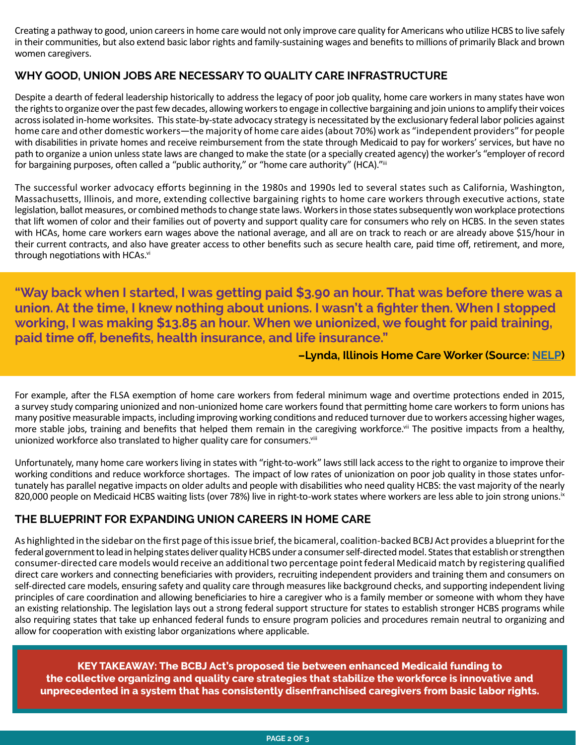Creating a pathway to good, union careers in home care would not only improve care quality for Americans who utilize HCBS to live safely in their communities, but also extend basic labor rights and family-sustaining wages and benefits to millions of primarily Black and brown women caregivers.

## WHY GOOD, UNION JOBS ARE NECESSARY TO QUALITY CARE INFRASTRUCTURE

Despite a dearth of federal leadership historically to address the legacy of poor job quality, home care workers in many states have won the rights to organize over the past few decades, allowing workers to engage in collective bargaining and join unions to amplify their voices across isolated in-home worksites. This state-by-state advocacy strategy is necessitated by the exclusionary federal labor policies against home care and other domestic workers—the majority of home care aides (about 70%) work as "independent providers" for people with disabilities in private homes and receive reimbursement from the state through Medicaid to pay for workers' services, but have no path to organize a union unless state laws are changed to make the state (or a specially created agency) the worker's "employer of record for bargaining purposes, often called a "public authority," or "home care authority" (HCA)."[iii]

The successful worker advocacy efforts beginning in the 1980s and 1990s led to several states such as California, Washington, Massachusetts, Illinois, and more, extending collective bargaining rights to home care workers through executive actions, state legislation, ballot measures, or combined methods to change state laws. Workers in those states subsequently won workplace protections that lift women of color and their families out of poverty and support quality care for consumers who rely on HCBS. In the seven states with HCAs, home care workers earn wages above the national average, and all are on track to reach or are already above $15/hour in their current contracts, and also have greater access to other benefits such as secure health care, paid time off, retirement, and more, through negotiations with HCAs.[vi]

> **"Way back when I started, I was getting paid $3.90 an hour. That was before there was a union. At the time, I knew nothing about unions. I wasn't a fighter then. When I stopped working, I was making $13.85 an hour. When we unionized, we fought for paid training, paid time off, benefits, health insurance, and life insurance."**
>
> **–Lynda, Illinois Home Care Worker (Source: NELP)**

For example, after the FLSA exemption of home care workers from federal minimum wage and overtime protections ended in 2015, a survey study comparing unionized and non-unionized home care workers found that permitting home care workers to form unions has many positive measurable impacts, including improving working conditions and reduced turnover due to workers accessing higher wages, more stable jobs, training and benefits that helped them remain in the caregiving workforce.[vii] The positive impacts from a healthy, unionized workforce also translated to higher quality care for consumers.[viii]

Unfortunately, many home care workers living in states with "right-to-work" laws still lack access to the right to organize to improve their working conditions and reduce workforce shortages. The impact of low rates of unionization on poor job quality in those states unfortunately has parallel negative impacts on older adults and people with disabilities who need quality HCBS: the vast majority of the nearly 820,000 people on Medicaid HCBS waiting lists (over 78%) live in right-to-work states where workers are less able to join strong unions.[ix]

## THE BLUEPRINT FOR EXPANDING UNION CAREERS IN HOME CARE

As highlighted in the sidebar on the first page of this issue brief, the bicameral, coalition-backed BCBJ Act provides a blueprint for the federal government to lead in helping states deliver quality HCBS under a consumer self-directed model. States that establish or strengthen consumer-directed care models would receive an additional two percentage point federal Medicaid match by registering qualified direct care workers and connecting beneficiaries with providers, recruiting independent providers and training them and consumers on self-directed care models, ensuring safety and quality care through measures like background checks, and supporting independent living principles of care coordination and allowing beneficiaries to hire a caregiver who is a family member or someone with whom they have an existing relationship. The legislation lays out a strong federal support structure for states to establish stronger HCBS programs while also requiring states that take up enhanced federal funds to ensure program policies and procedures remain neutral to organizing and allow for cooperation with existing labor organizations where applicable.

**KEY TAKEAWAY: The BCBJ Act's proposed tie between enhanced Medicaid funding to the collective organizing and quality care strategies that stabilize the workforce is innovative and unprecedented in a system that has consistently disenfranchised caregivers from basic labor rights.**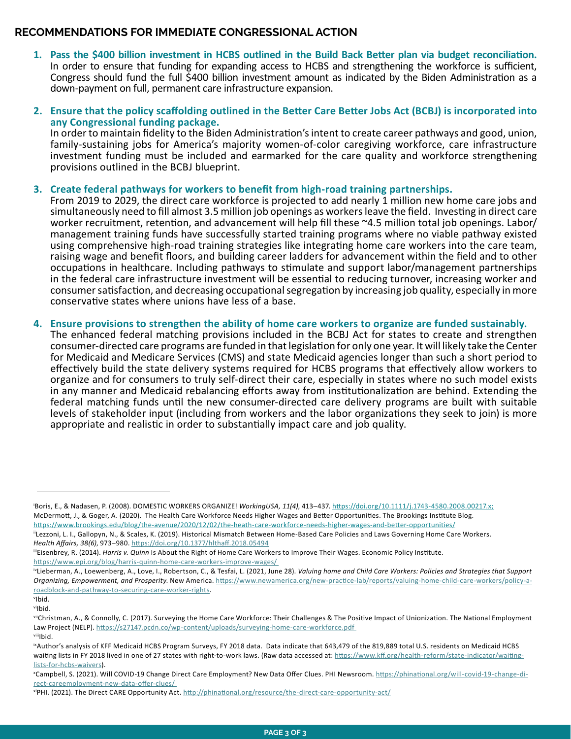## RECOMMENDATIONS FOR IMMEDIATE CONGRESSIONAL ACTION

1. **Pass the $400 billion investment in HCBS outlined in the Build Back Better plan via budget reconciliation.** In order to ensure that funding for expanding access to HCBS and strengthening the workforce is sufficient, Congress should fund the full $400 billion investment amount as indicated by the Biden Administration as a down-payment on full, permanent care infrastructure expansion.

2. **Ensure that the policy scaffolding outlined in the Better Care Better Jobs Act (BCBJ) is incorporated into any Congressional funding package.** In order to maintain fidelity to the Biden Administration's intent to create career pathways and good, union, family-sustaining jobs for America's majority women-of-color caregiving workforce, care infrastructure investment funding must be included and earmarked for the care quality and workforce strengthening provisions outlined in the BCBJ blueprint.

3. **Create federal pathways for workers to benefit from high-road training partnerships.** From 2019 to 2029, the direct care workforce is projected to add nearly 1 million new home care jobs and simultaneously need to fill almost 3.5 million job openings as workers leave the field. Investing in direct care worker recruitment, retention, and advancement will help fill these ~4.5 million total job openings. Labor/management training funds have successfully started training programs where no viable pathway existed using comprehensive high-road training strategies like integrating home care workers into the care team, raising wage and benefit floors, and building career ladders for advancement within the field and to other occupations in healthcare. Including pathways to stimulate and support labor/management partnerships in the federal care infrastructure investment will be essential to reducing turnover, increasing worker and consumer satisfaction, and decreasing occupational segregation by increasing job quality, especially in more conservative states where unions have less of a base.

4. **Ensure provisions to strengthen the ability of home care workers to organize are funded sustainably.** The enhanced federal matching provisions included in the BCBJ Act for states to create and strengthen consumer-directed care programs are funded in that legislation for only one year. It will likely take the Center for Medicaid and Medicare Services (CMS) and state Medicaid agencies longer than such a short period to effectively build the state delivery systems required for HCBS programs that effectively allow workers to organize and for consumers to truly self-direct their care, especially in states where no such model exists in any manner and Medicaid rebalancing efforts away from institutionalization are behind. Extending the federal matching funds until the new consumer-directed care delivery programs are built with suitable levels of stakeholder input (including from workers and the labor organizations they seek to join) is more appropriate and realistic in order to substantially impact care and job quality.

---

[i] Boris, E., & Nadasen, P. (2008). DOMESTIC WORKERS ORGANIZE! *WorkingUSA, 11(4)*, 413–437. https://doi.org/10.1111/j.1743-4580.2008.00217.x; McDermott, J., & Goger, A. (2020). The Health Care Workforce Needs Higher Wages and Better Opportunities. The Brookings Institute Blog. https://www.brookings.edu/blog/the-avenue/2020/12/02/the-heath-care-workforce-needs-higher-wages-and-better-opportunities/

[ii] Lezzoni, L. I., Gallopyn, N., & Scales, K. (2019). Historical Mismatch Between Home-Based Care Policies and Laws Governing Home Care Workers. *Health Affairs, 38(6)*, 973–980. https://doi.org/10.1377/hlthaff.2018.05494

[iii] Eisenbrey, R. (2014). *Harris v. Quinn* Is About the Right of Home Care Workers to Improve Their Wages. Economic Policy Institute. https://www.epi.org/blog/harris-quinn-home-care-workers-improve-wages/

[iv] Lieberman, A., Loewenberg, A., Love, I., Robertson, C., & Tesfai, L. (2021, June 28). *Valuing home and Child Care Workers: Policies and Strategies that Support Organizing, Empowerment, and Prosperity*. New America. https://www.newamerica.org/new-practice-lab/reports/valuing-home-child-care-workers/policy-a-roadblock-and-pathway-to-securing-care-worker-rights.

[v] Ibid.

[vi] Ibid.

[vii] Christman, A., & Connolly, C. (2017). Surveying the Home Care Workforce: Their Challenges & The Positive Impact of Unionization. The National Employment Law Project (NELP). https://s27147.pcdn.co/wp-content/uploads/surveying-home-care-workforce.pdf

[viii] Ibid.

[ix] Author's analysis of KFF Medicaid HCBS Program Surveys, FY 2018 data. Data indicate that 643,479 of the 819,889 total U.S. residents on Medicaid HCBS waiting lists in FY 2018 lived in one of 27 states with right-to-work laws. (Raw data accessed at: https://www.kff.org/health-reform/state-indicator/waiting-lists-for-hcbs-waivers).

[x] Campbell, S. (2021). Will COVID-19 Change Direct Care Employment? New Data Offer Clues. PHI Newsroom. https://phinational.org/will-covid-19-change-direct-careemployment-new-data-offer-clues/

[xi] PHI. (2021). The Direct CARE Opportunity Act. http://phinational.org/resource/the-direct-care-opportunity-act/